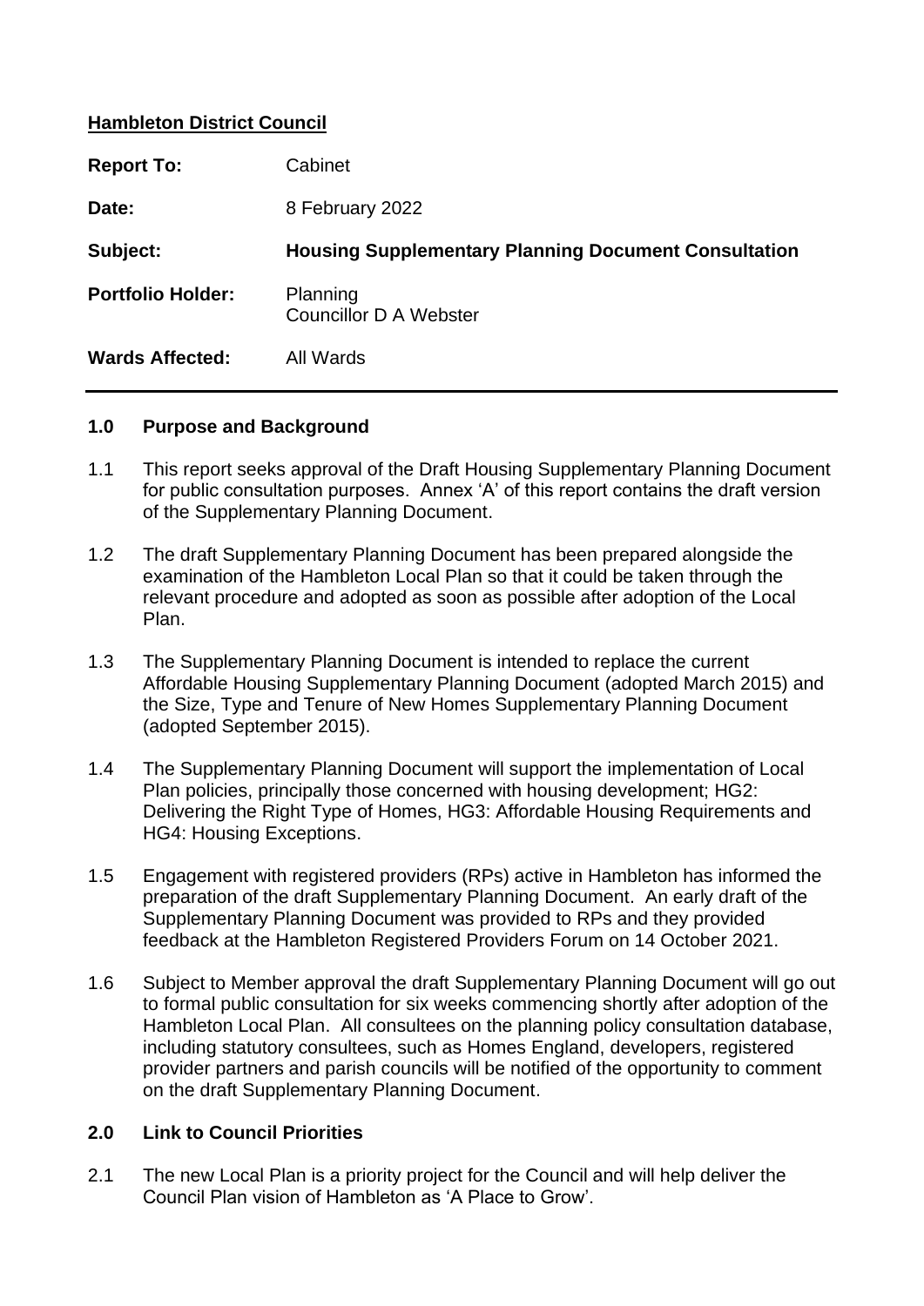**Hambleton District Council**

| | |
|---|---|
| **Report To:** | Cabinet |
| **Date:** | 8 February 2022 |
| **Subject:** | **Housing Supplementary Planning Document Consultation** |
| **Portfolio Holder:** | Planning<br>Councillor D A Webster |
| **Wards Affected:** | All Wards |

## 1.0 Purpose and Background

1.1 This report seeks approval of the Draft Housing Supplementary Planning Document for public consultation purposes. Annex 'A' of this report contains the draft version of the Supplementary Planning Document.

1.2 The draft Supplementary Planning Document has been prepared alongside the examination of the Hambleton Local Plan so that it could be taken through the relevant procedure and adopted as soon as possible after adoption of the Local Plan.

1.3 The Supplementary Planning Document is intended to replace the current Affordable Housing Supplementary Planning Document (adopted March 2015) and the Size, Type and Tenure of New Homes Supplementary Planning Document (adopted September 2015).

1.4 The Supplementary Planning Document will support the implementation of Local Plan policies, principally those concerned with housing development; HG2: Delivering the Right Type of Homes, HG3: Affordable Housing Requirements and HG4: Housing Exceptions.

1.5 Engagement with registered providers (RPs) active in Hambleton has informed the preparation of the draft Supplementary Planning Document. An early draft of the Supplementary Planning Document was provided to RPs and they provided feedback at the Hambleton Registered Providers Forum on 14 October 2021.

1.6 Subject to Member approval the draft Supplementary Planning Document will go out to formal public consultation for six weeks commencing shortly after adoption of the Hambleton Local Plan. All consultees on the planning policy consultation database, including statutory consultees, such as Homes England, developers, registered provider partners and parish councils will be notified of the opportunity to comment on the draft Supplementary Planning Document.

## 2.0 Link to Council Priorities

2.1 The new Local Plan is a priority project for the Council and will help deliver the Council Plan vision of Hambleton as 'A Place to Grow'.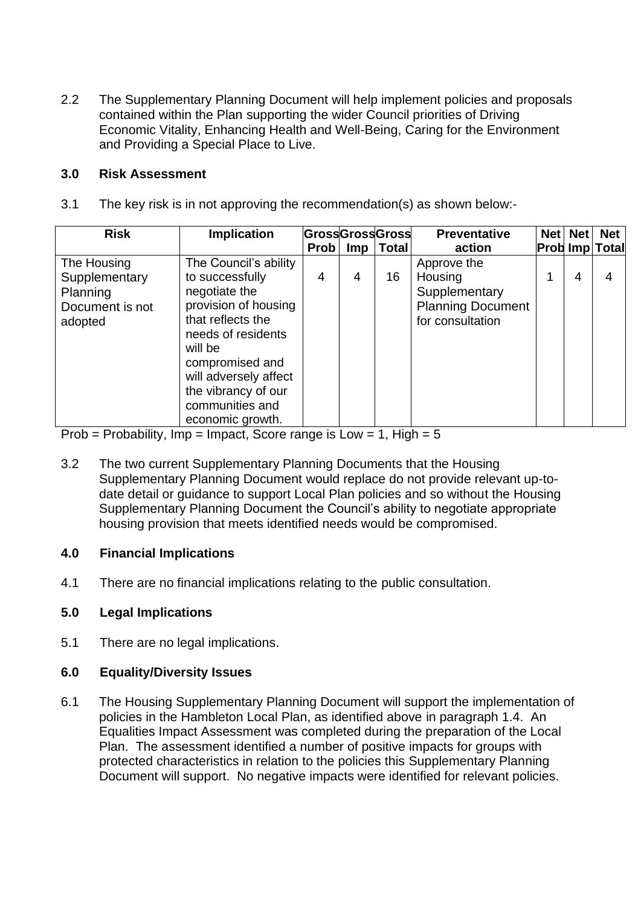2.2 The Supplementary Planning Document will help implement policies and proposals contained within the Plan supporting the wider Council priorities of Driving Economic Vitality, Enhancing Health and Well-Being, Caring for the Environment and Providing a Special Place to Live.

**3.0 Risk Assessment**

3.1 The key risk is in not approving the recommendation(s) as shown below:-

| Risk | Implication | Gross Prob | Gross Imp | Gross Total | Preventative action | Net Prob | Net Imp | Net Total |
|---|---|---|---|---|---|---|---|---|
| The Housing Supplementary Planning Document is not adopted | The Council's ability to successfully negotiate the provision of housing that reflects the needs of residents will be compromised and will adversely affect the vibrancy of our communities and economic growth. | 4 | 4 | 16 | Approve the Housing Supplementary Planning Document for consultation | 1 | 4 | 4 |

Prob = Probability, Imp = Impact, Score range is Low = 1, High = 5

3.2 The two current Supplementary Planning Documents that the Housing Supplementary Planning Document would replace do not provide relevant up-to-date detail or guidance to support Local Plan policies and so without the Housing Supplementary Planning Document the Council's ability to negotiate appropriate housing provision that meets identified needs would be compromised.

**4.0 Financial Implications**

4.1 There are no financial implications relating to the public consultation.

**5.0 Legal Implications**

5.1 There are no legal implications.

**6.0 Equality/Diversity Issues**

6.1 The Housing Supplementary Planning Document will support the implementation of policies in the Hambleton Local Plan, as identified above in paragraph 1.4. An Equalities Impact Assessment was completed during the preparation of the Local Plan. The assessment identified a number of positive impacts for groups with protected characteristics in relation to the policies this Supplementary Planning Document will support. No negative impacts were identified for relevant policies.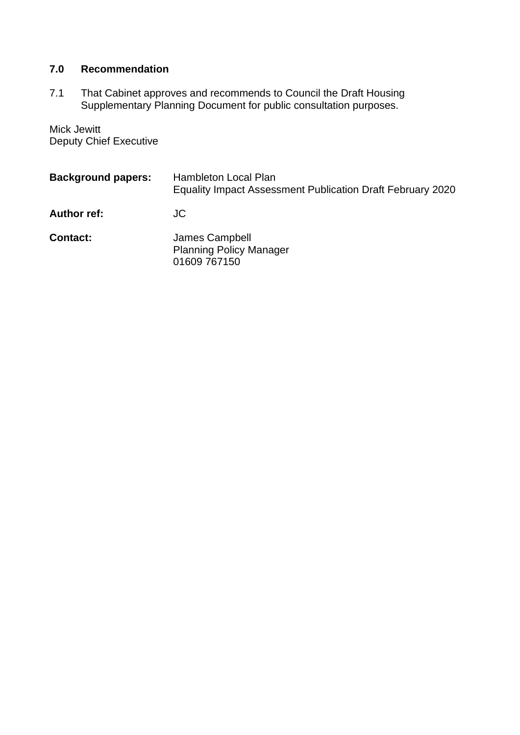## 7.0 Recommendation

7.1 That Cabinet approves and recommends to Council the Draft Housing Supplementary Planning Document for public consultation purposes.

Mick Jewitt
Deputy Chief Executive

| | |
|---|---|
| **Background papers:** | Hambleton Local Plan<br>Equality Impact Assessment Publication Draft February 2020 |
| **Author ref:** | JC |
| **Contact:** | James Campbell<br>Planning Policy Manager<br>01609 767150 |